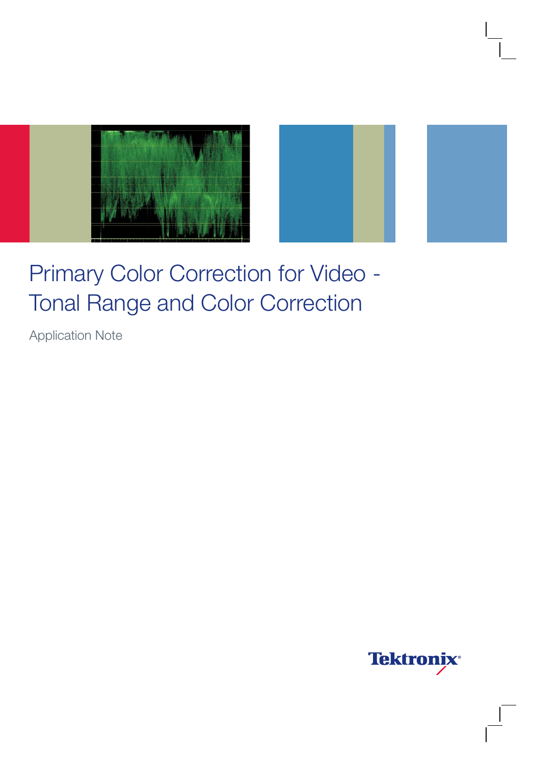# Primary Color Correction for Video - Tonal Range and Color Correction

Application Note

Tektronix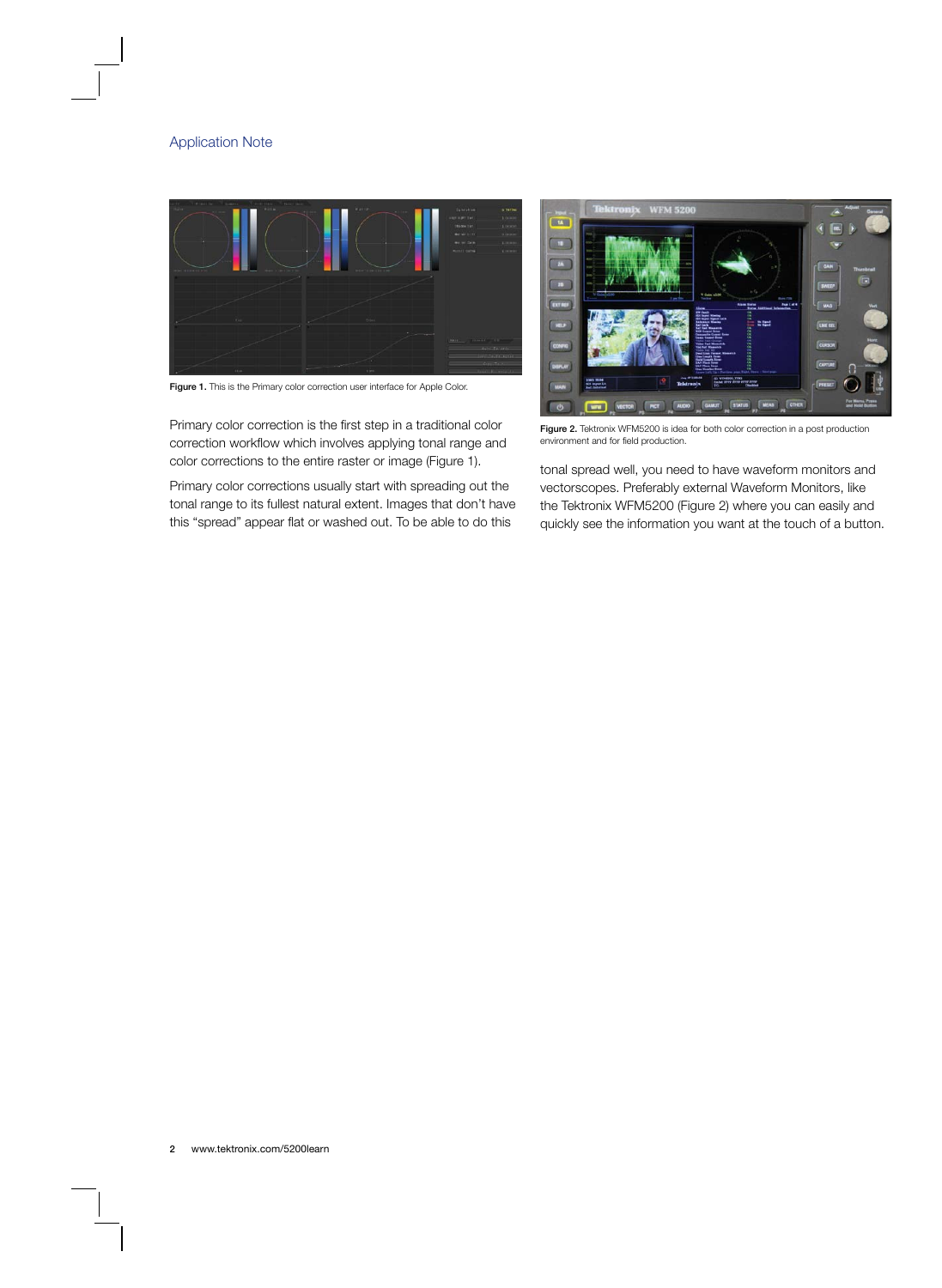Figure 1. This is the Primary color correction user interface for Apple Color.

Primary color correction is the first step in a traditional color correction workflow which involves applying tonal range and color corrections to the entire raster or image (Figure 1).

Primary color corrections usually start with spreading out the tonal range to its fullest natural extent. Images that don't have this "spread" appear flat or washed out. To be able to do this tonal spread well, you need to have waveform monitors and vectorscopes. Preferably external Waveform Monitors, like the Tektronix WFM5200 (Figure 2) where you can easily and quickly see the information you want at the touch of a button.

Figure 2. Tektronix WFM5200 is idea for both color correction in a post production environment and for field production.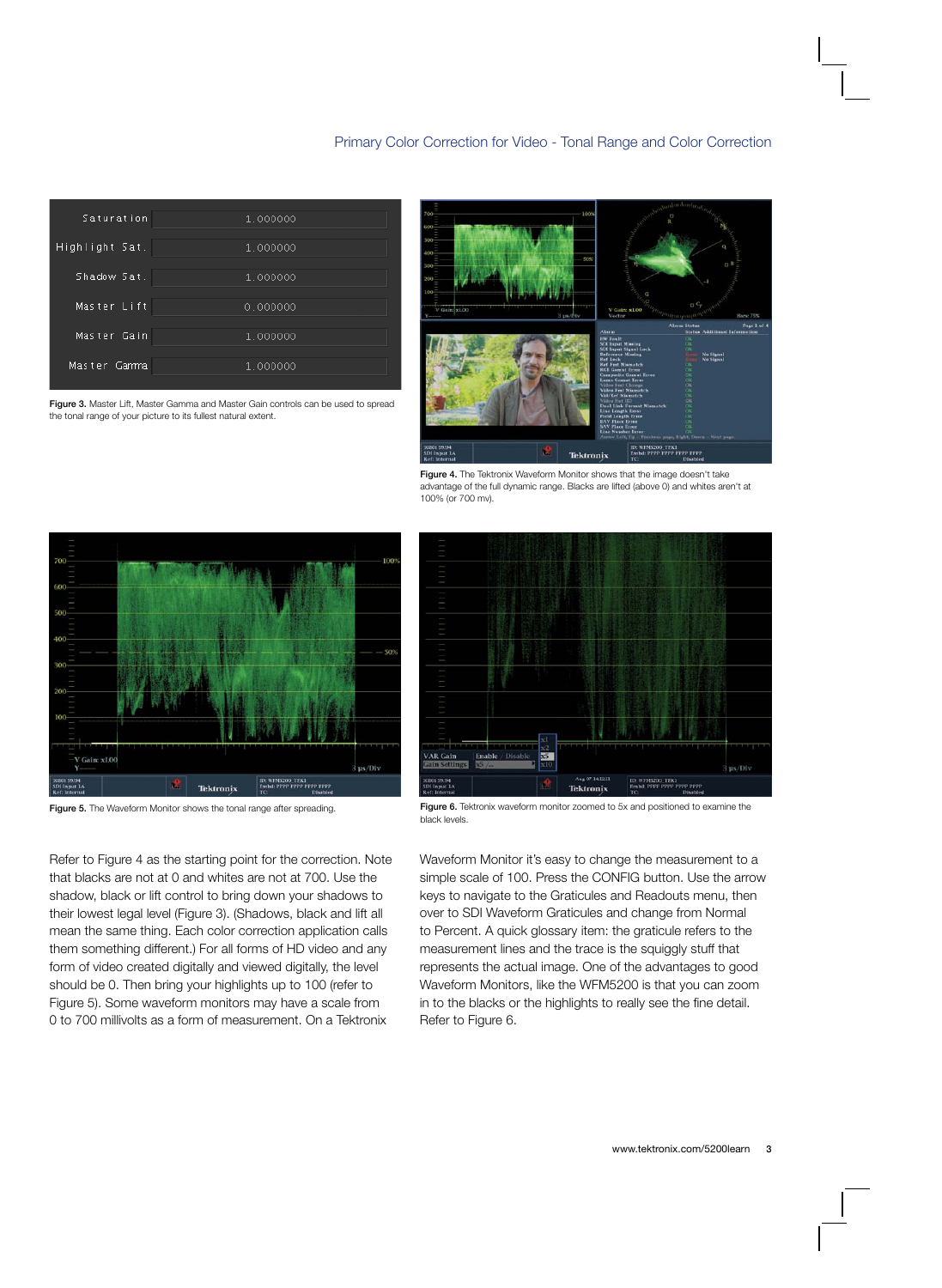Figure 3. Master Lift, Master Gamma and Master Gain controls can be used to spread the tonal range of your picture to its fullest natural extent.

Figure 4. The Tektronix Waveform Monitor shows that the image doesn't take advantage of the full dynamic range. Blacks are lifted (above 0) and whites aren't at 100% (or 700 mv).

Figure 5. The Waveform Monitor shows the tonal range after spreading.

Figure 6. Tektronix waveform monitor zoomed to 5x and positioned to examine the black levels.

Refer to Figure 4 as the starting point for the correction. Note that blacks are not at 0 and whites are not at 700. Use the shadow, black or lift control to bring down your shadows to their lowest legal level (Figure 3). (Shadows, black and lift all mean the same thing. Each color correction application calls them something different.) For all forms of HD video and any form of video created digitally and viewed digitally, the level should be 0. Then bring your highlights up to 100 (refer to Figure 5). Some waveform monitors may have a scale from 0 to 700 millivolts as a form of measurement. On a Tektronix Waveform Monitor it's easy to change the measurement to a simple scale of 100. Press the CONFIG button. Use the arrow keys to navigate to the Graticules and Readouts menu, then over to SDI Waveform Graticules and change from Normal to Percent. A quick glossary item: the graticule refers to the measurement lines and the trace is the squiggly stuff that represents the actual image. One of the advantages to good Waveform Monitors, like the WFM5200 is that you can zoom in to the blacks or the highlights to really see the fine detail. Refer to Figure 6.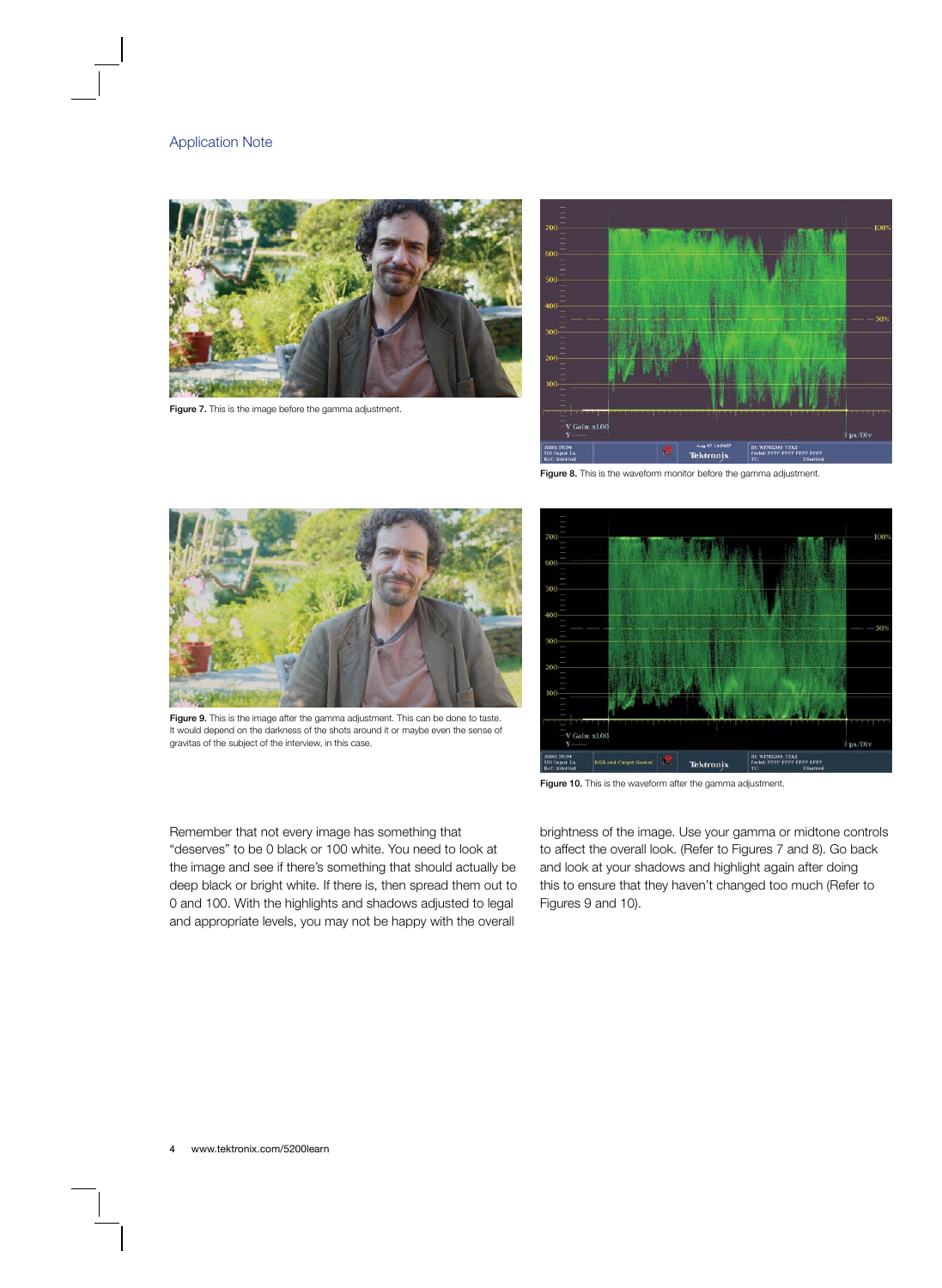Figure 7. This is the image before the gamma adjustment.

Figure 8. This is the waveform monitor before the gamma adjustment.

Figure 9. This is the image after the gamma adjustment. This can be done to taste. It would depend on the darkness of the shots around it or maybe even the sense of gravitas of the subject of the interview, in this case.

Figure 10. This is the waveform after the gamma adjustment.

Remember that not every image has something that "deserves" to be 0 black or 100 white. You need to look at the image and see if there's something that should actually be deep black or bright white. If there is, then spread them out to 0 and 100. With the highlights and shadows adjusted to legal and appropriate levels, you may not be happy with the overall brightness of the image. Use your gamma or midtone controls to affect the overall look. (Refer to Figures 7 and 8). Go back and look at your shadows and highlight again after doing this to ensure that they haven't changed too much (Refer to Figures 9 and 10).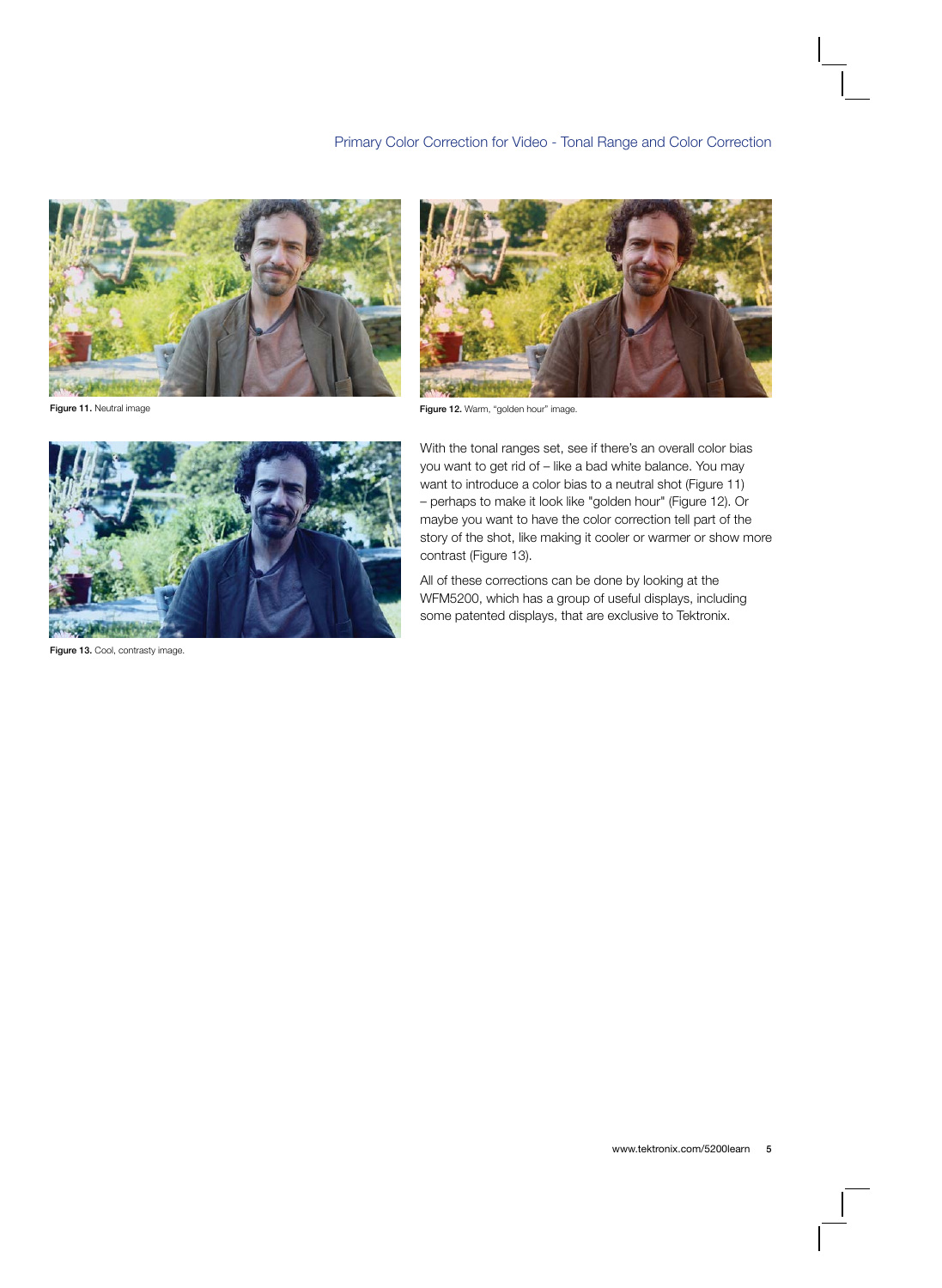Figure 11. Neutral image

Figure 12. Warm, "golden hour" image.

Figure 13. Cool, contrasty image.

With the tonal ranges set, see if there's an overall color bias you want to get rid of – like a bad white balance. You may want to introduce a color bias to a neutral shot (Figure 11) – perhaps to make it look like "golden hour" (Figure 12). Or maybe you want to have the color correction tell part of the story of the shot, like making it cooler or warmer or show more contrast (Figure 13).

All of these corrections can be done by looking at the WFM5200, which has a group of useful displays, including some patented displays, that are exclusive to Tektronix.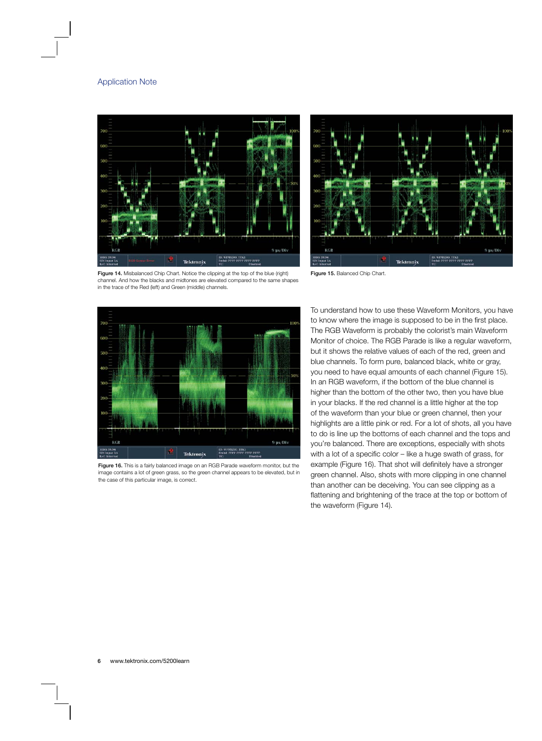Figure 14. Misbalanced Chip Chart. Notice the clipping at the top of the blue (right) channel. And how the blacks and midtones are elevated compared to the same shapes in the trace of the Red (left) and Green (middle) channels.

Figure 15. Balanced Chip Chart.

Figure 16. This is a fairly balanced image on an RGB Parade waveform monitor, but the image contains a lot of green grass, so the green channel appears to be elevated, but in the case of this particular image, is correct.

To understand how to use these Waveform Monitors, you have to know where the image is supposed to be in the first place. The RGB Waveform is probably the colorist's main Waveform Monitor of choice. The RGB Parade is like a regular waveform, but it shows the relative values of each of the red, green and blue channels. To form pure, balanced black, white or gray, you need to have equal amounts of each channel (Figure 15). In an RGB waveform, if the bottom of the blue channel is higher than the bottom of the other two, then you have blue in your blacks. If the red channel is a little higher at the top of the waveform than your blue or green channel, then your highlights are a little pink or red. For a lot of shots, all you have to do is line up the bottoms of each channel and the tops and you're balanced. There are exceptions, especially with shots with a lot of a specific color – like a huge swath of grass, for example (Figure 16). That shot will definitely have a stronger green channel. Also, shots with more clipping in one channel than another can be deceiving. You can see clipping as a flattening and brightening of the trace at the top or bottom of the waveform (Figure 14).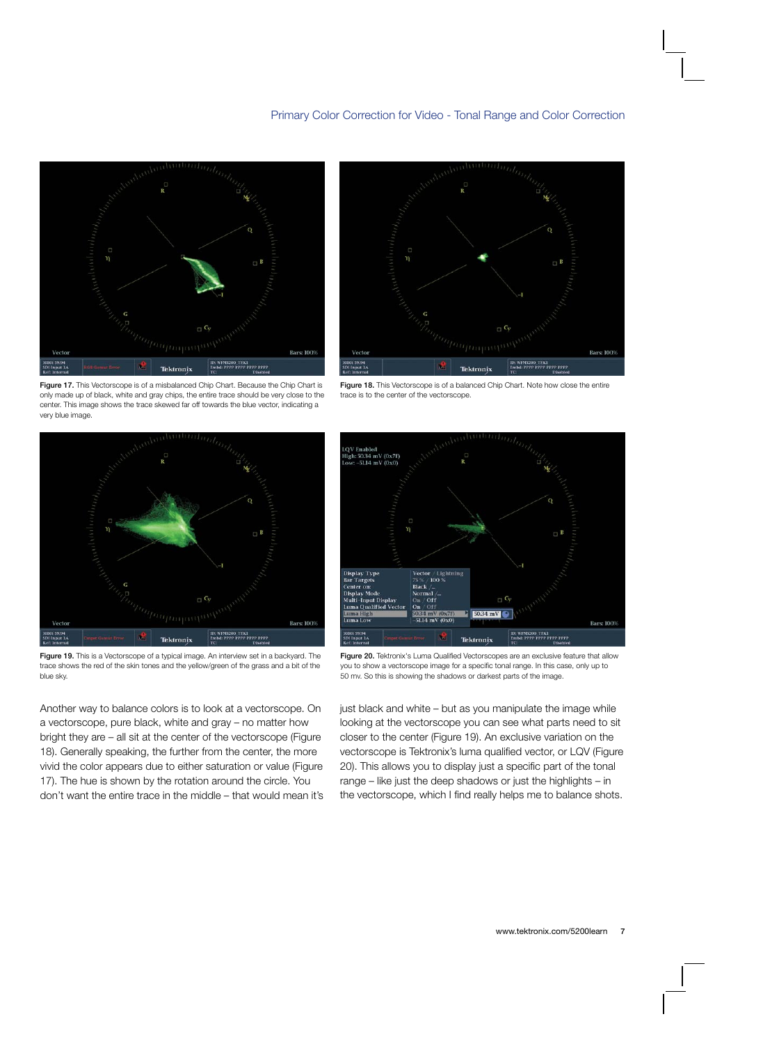Figure 17. This Vectorscope is of a misbalanced Chip Chart. Because the Chip Chart is only made up of black, white and gray chips, the entire trace should be very close to the center. This image shows the trace skewed far off towards the blue vector, indicating a very blue image.

Figure 18. This Vectorscope is of a balanced Chip Chart. Note how close the entire trace is to the center of the vectorscope.

Figure 19. This is a Vectorscope of a typical image. An interview set in a backyard. The trace shows the red of the skin tones and the yellow/green of the grass and a bit of the blue sky.

Figure 20. Tektronix's Luma Qualified Vectorscopes are an exclusive feature that allow you to show a vectorscope image for a specific tonal range. In this case, only up to 50 mv. So this is showing the shadows or darkest parts of the image.

Another way to balance colors is to look at a vectorscope. On a vectorscope, pure black, white and gray – no matter how bright they are – all sit at the center of the vectorscope (Figure 18). Generally speaking, the further from the center, the more vivid the color appears due to either saturation or value (Figure 17). The hue is shown by the rotation around the circle. You don't want the entire trace in the middle – that would mean it's just black and white – but as you manipulate the image while looking at the vectorscope you can see what parts need to sit closer to the center (Figure 19). An exclusive variation on the vectorscope is Tektronix's luma qualified vector, or LQV (Figure 20). This allows you to display just a specific part of the tonal range – like just the deep shadows or just the highlights – in the vectorscope, which I find really helps me to balance shots.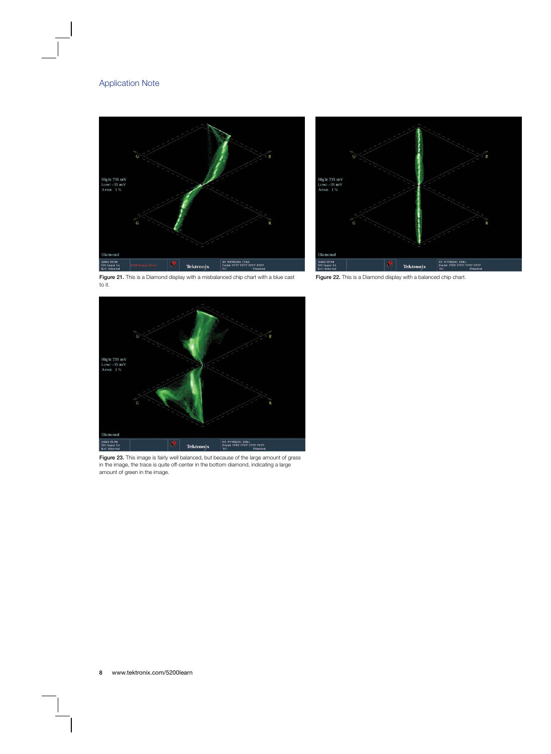Figure 21. This is a Diamond display with a misbalanced chip chart with a blue cast to it.

Figure 22. This is a Diamond display with a balanced chip chart.

Figure 23. This image is fairly well balanced, but because of the large amount of grass in the image, the trace is quite off-center in the bottom diamond, indicating a large amount of green in the image.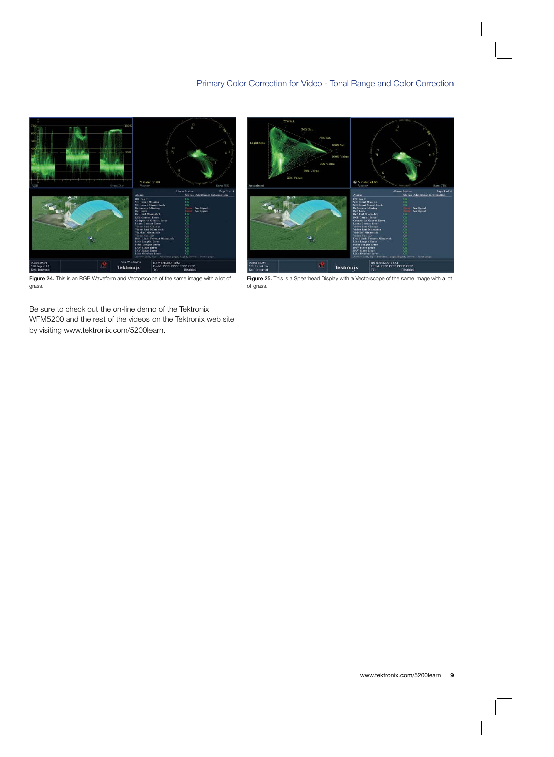Figure 24. This is an RGB Waveform and Vectorscope of the same image with a lot of grass.

Figure 25. This is a Spearhead Display with a Vectorscope of the same image with a lot of grass.

Be sure to check out the on-line demo of the Tektronix WFM5200 and the rest of the videos on the Tektronix web site by visiting www.tektronix.com/5200learn.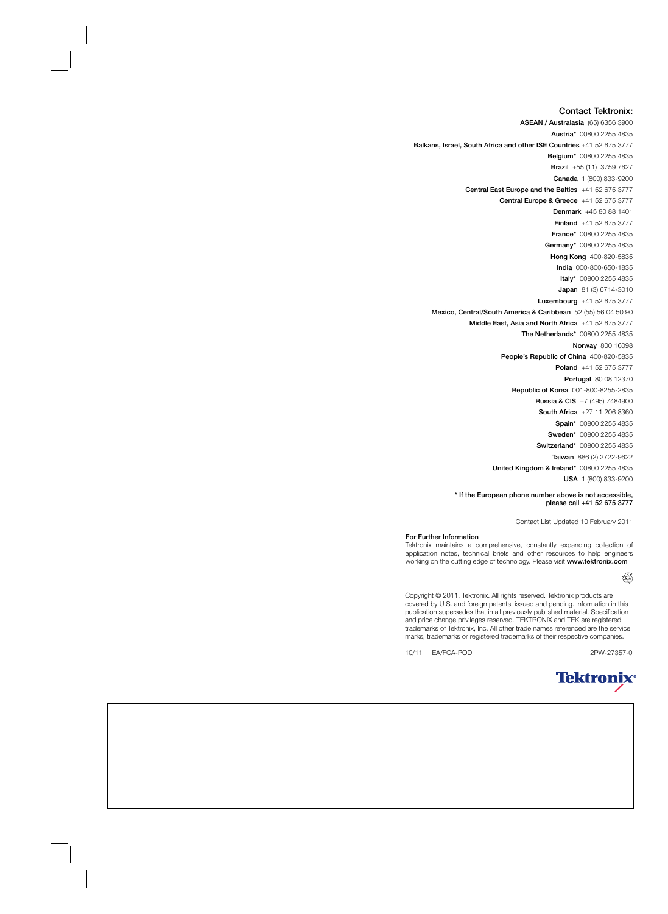## Contact Tektronix:

**ASEAN / Australasia** (65) 6356 3900

**Austria*** 00800 2255 4835

**Balkans, Israel, South Africa and other ISE Countries** +41 52 675 3777

**Belgium*** 00800 2255 4835

**Brazil** +55 (11) 3759 7627

**Canada** 1 (800) 833-9200

**Central East Europe and the Baltics** +41 52 675 3777

**Central Europe & Greece** +41 52 675 3777

**Denmark** +45 80 88 1401

**Finland** +41 52 675 3777

**France*** 00800 2255 4835

**Germany*** 00800 2255 4835

**Hong Kong** 400-820-5835

**India** 000-800-650-1835

**Italy*** 00800 2255 4835

**Japan** 81 (3) 6714-3010

**Luxembourg** +41 52 675 3777

**Mexico, Central/South America & Caribbean** 52 (55) 56 04 50 90

**Middle East, Asia and North Africa** +41 52 675 3777

**The Netherlands*** 00800 2255 4835

**Norway** 800 16098

**People's Republic of China** 400-820-5835

**Poland** +41 52 675 3777

**Portugal** 80 08 12370

**Republic of Korea** 001-800-8255-2835

**Russia & CIS** +7 (495) 7484900

**South Africa** +27 11 206 8360

**Spain*** 00800 2255 4835

**Sweden*** 00800 2255 4835

**Switzerland*** 00800 2255 4835

**Taiwan** 886 (2) 2722-9622

**United Kingdom & Ireland*** 00800 2255 4835

**USA** 1 (800) 833-9200

**\* If the European phone number above is not accessible, please call +41 52 675 3777**

Contact List Updated 10 February 2011

**For Further Information**

Tektronix maintains a comprehensive, constantly expanding collection of application notes, technical briefs and other resources to help engineers working on the cutting edge of technology. Please visit **www.tektronix.com**

Copyright © 2011, Tektronix. All rights reserved. Tektronix products are covered by U.S. and foreign patents, issued and pending. Information in this publication supersedes that in all previously published material. Specification and price change privileges reserved. TEKTRONIX and TEK are registered trademarks of Tektronix, Inc. All other trade names referenced are the service marks, trademarks or registered trademarks of their respective companies.

10/11 EA/FCA-POD 2PW-27357-0

Tektronix®